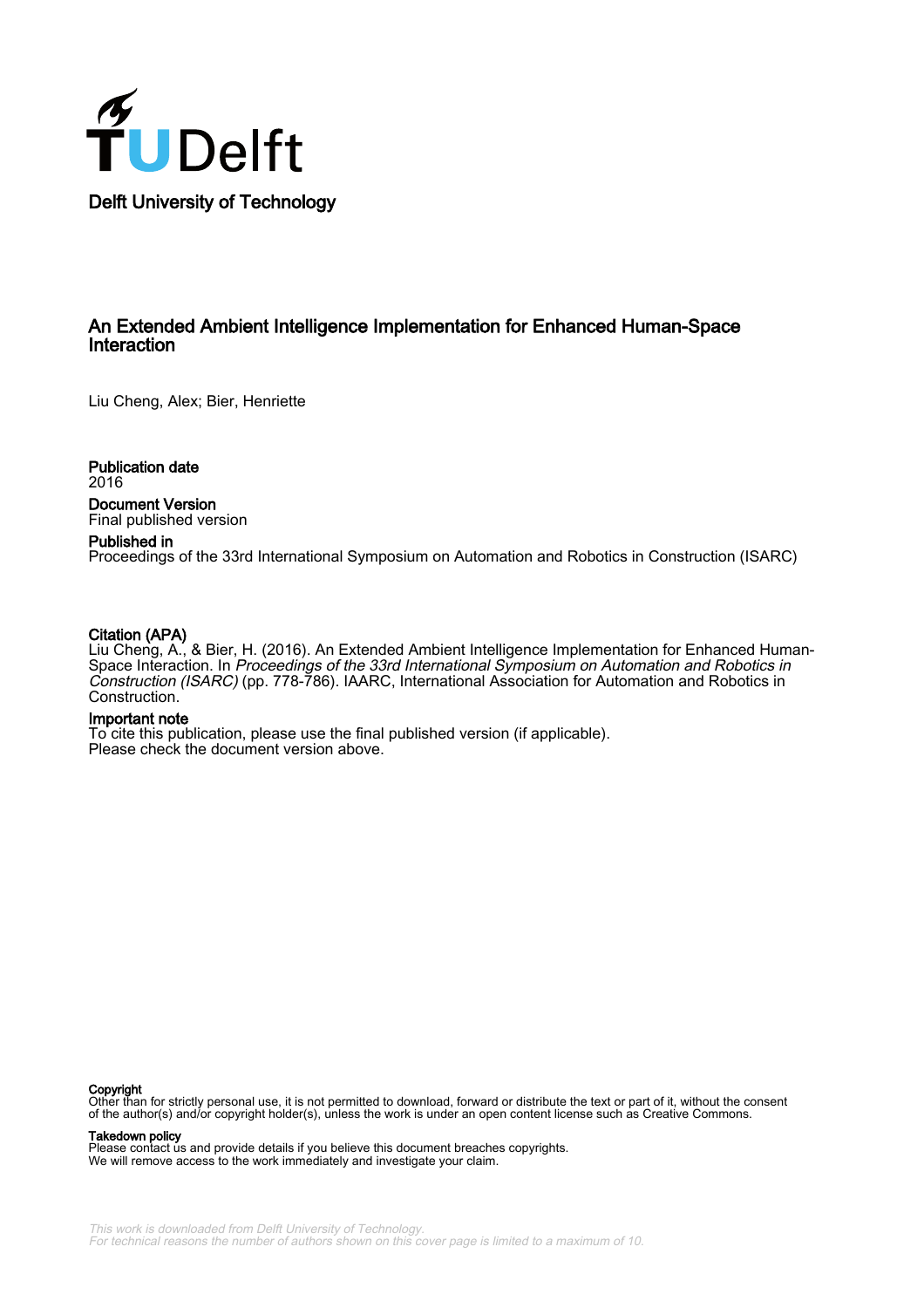Delft University of Technology

# An Extended Ambient Intelligence Implementation for Enhanced Human-Space Interaction

Liu Cheng, Alex; Bier, Henriette

**Publication date**
2016

**Document Version**
Final published version

**Published in**
Proceedings of the 33rd International Symposium on Automation and Robotics in Construction (ISARC)

**Citation (APA)**
Liu Cheng, A., & Bier, H. (2016). An Extended Ambient Intelligence Implementation for Enhanced Human-Space Interaction. In *Proceedings of the 33rd International Symposium on Automation and Robotics in Construction (ISARC)* (pp. 778-786). IAARC, International Association for Automation and Robotics in Construction.

**Important note**
To cite this publication, please use the final published version (if applicable).
Please check the document version above.

**Copyright**
Other than for strictly personal use, it is not permitted to download, forward or distribute the text or part of it, without the consent of the author(s) and/or copyright holder(s), unless the work is under an open content license such as Creative Commons.

**Takedown policy**
Please contact us and provide details if you believe this document breaches copyrights.
We will remove access to the work immediately and investigate your claim.

*This work is downloaded from Delft University of Technology.*
*For technical reasons the number of authors shown on this cover page is limited to a maximum of 10.*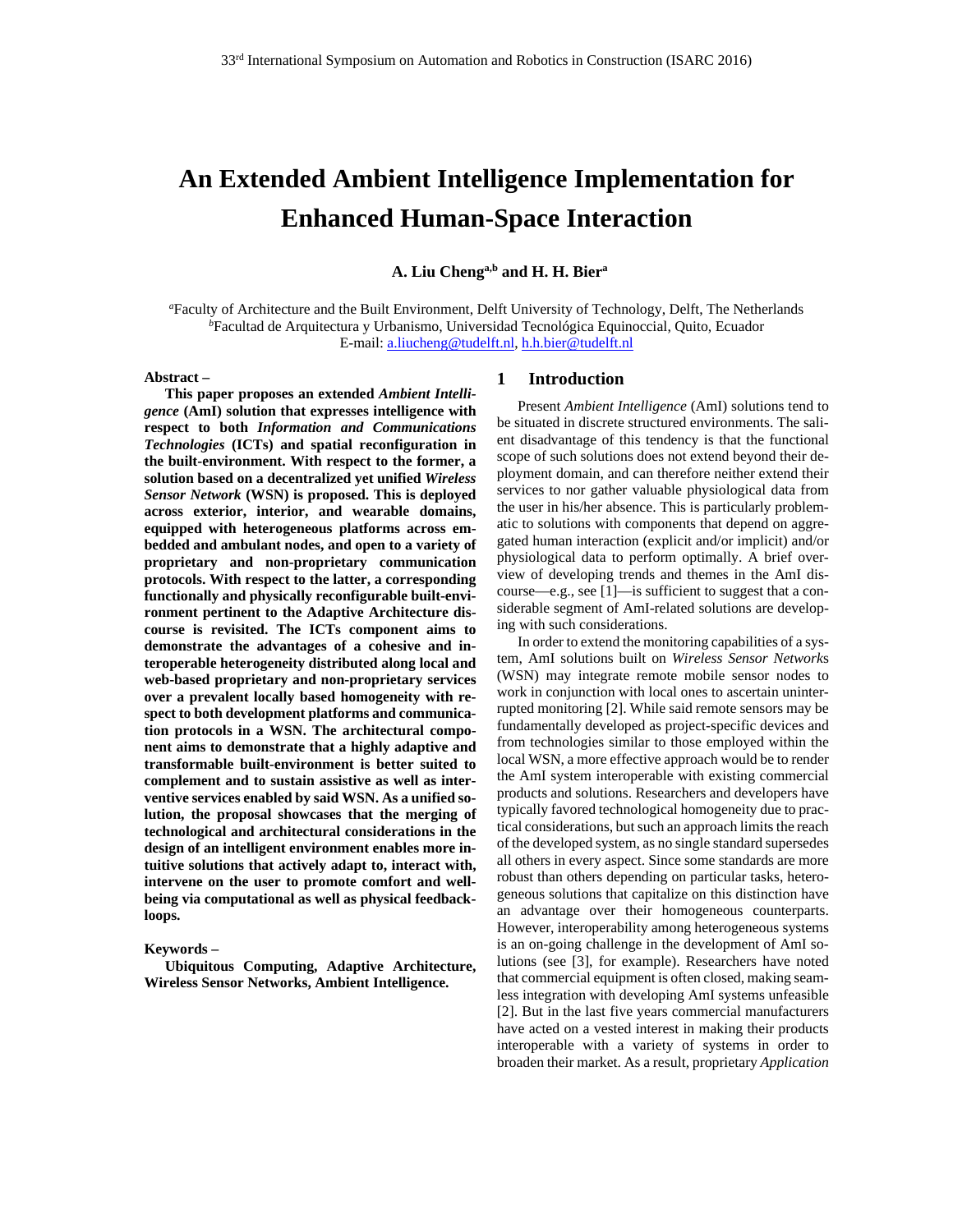# An Extended Ambient Intelligence Implementation for Enhanced Human-Space Interaction

**A. Liu Cheng[a,b] and H. H. Bier[a]**

[a]Faculty of Architecture and the Built Environment, Delft University of Technology, Delft, The Netherlands
[b]Facultad de Arquitectura y Urbanismo, Universidad Tecnológica Equinoccial, Quito, Ecuador
E-mail: a.liucheng@tudelft.nl, h.h.bier@tudelft.nl

**Abstract –**

**This paper proposes an extended *Ambient Intelligence* (AmI) solution that expresses intelligence with respect to both *Information and Communications Technologies* (ICTs) and spatial reconfiguration in the built-environment. With respect to the former, a solution based on a decentralized yet unified *Wireless Sensor Network* (WSN) is proposed. This is deployed across exterior, interior, and wearable domains, equipped with heterogeneous platforms across embedded and ambulant nodes, and open to a variety of proprietary and non-proprietary communication protocols. With respect to the latter, a corresponding functionally and physically reconfigurable built-environment pertinent to the Adaptive Architecture discourse is revisited. The ICTs component aims to demonstrate the advantages of a cohesive and interoperable heterogeneity distributed along local and web-based proprietary and non-proprietary services over a prevalent locally based homogeneity with respect to both development platforms and communication protocols in a WSN. The architectural component aims to demonstrate that a highly adaptive and transformable built-environment is better suited to complement and to sustain assistive as well as interventive services enabled by said WSN. As a unified solution, the proposal showcases that the merging of technological and architectural considerations in the design of an intelligent environment enables more intuitive solutions that actively adapt to, interact with, intervene on the user to promote comfort and well-being via computational as well as physical feedback-loops.**

**Keywords –**

**Ubiquitous Computing, Adaptive Architecture, Wireless Sensor Networks, Ambient Intelligence.**

## 1 Introduction

Present *Ambient Intelligence* (AmI) solutions tend to be situated in discrete structured environments. The salient disadvantage of this tendency is that the functional scope of such solutions does not extend beyond their deployment domain, and can therefore neither extend their services to nor gather valuable physiological data from the user in his/her absence. This is particularly problematic to solutions with components that depend on aggregated human interaction (explicit and/or implicit) and/or physiological data to perform optimally. A brief overview of developing trends and themes in the AmI discourse—e.g., see [1]—is sufficient to suggest that a considerable segment of AmI-related solutions are developing with such considerations.

In order to extend the monitoring capabilities of a system, AmI solutions built on *Wireless Sensor Network*s (WSN) may integrate remote mobile sensor nodes to work in conjunction with local ones to ascertain uninterrupted monitoring [2]. While said remote sensors may be fundamentally developed as project-specific devices and from technologies similar to those employed within the local WSN, a more effective approach would be to render the AmI system interoperable with existing commercial products and solutions. Researchers and developers have typically favored technological homogeneity due to practical considerations, but such an approach limits the reach of the developed system, as no single standard supersedes all others in every aspect. Since some standards are more robust than others depending on particular tasks, heterogeneous solutions that capitalize on this distinction have an advantage over their homogeneous counterparts. However, interoperability among heterogeneous systems is an on-going challenge in the development of AmI solutions (see [3], for example). Researchers have noted that commercial equipment is often closed, making seamless integration with developing AmI systems unfeasible [2]. But in the last five years commercial manufacturers have acted on a vested interest in making their products interoperable with a variety of systems in order to broaden their market. As a result, proprietary *Application*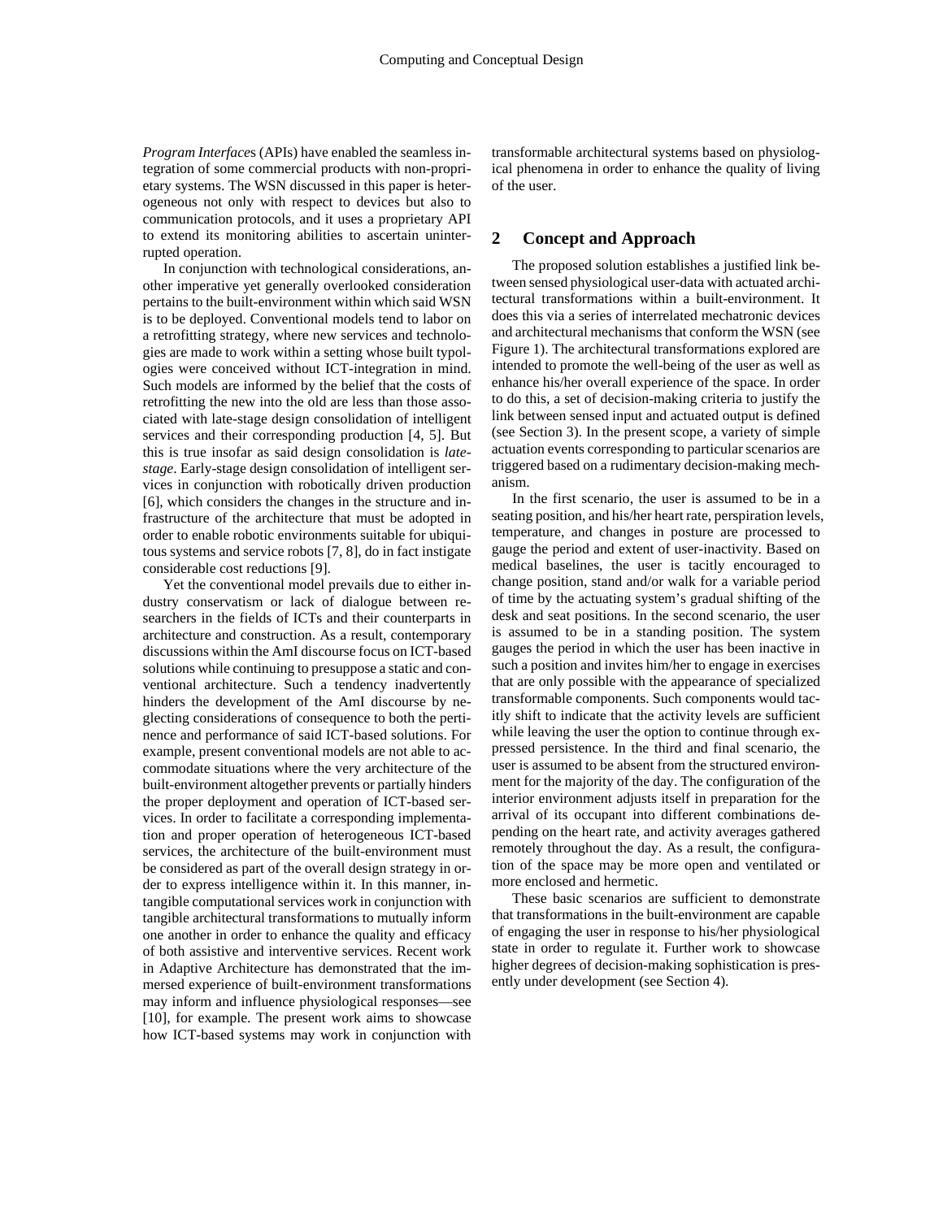*Program Interfaces* (APIs) have enabled the seamless integration of some commercial products with non-proprietary systems. The WSN discussed in this paper is heterogeneous not only with respect to devices but also to communication protocols, and it uses a proprietary API to extend its monitoring abilities to ascertain uninterrupted operation.

In conjunction with technological considerations, another imperative yet generally overlooked consideration pertains to the built-environment within which said WSN is to be deployed. Conventional models tend to labor on a retrofitting strategy, where new services and technologies are made to work within a setting whose built typologies were conceived without ICT-integration in mind. Such models are informed by the belief that the costs of retrofitting the new into the old are less than those associated with late-stage design consolidation of intelligent services and their corresponding production [4, 5]. But this is true insofar as said design consolidation is *late-stage*. Early-stage design consolidation of intelligent services in conjunction with robotically driven production [6], which considers the changes in the structure and infrastructure of the architecture that must be adopted in order to enable robotic environments suitable for ubiquitous systems and service robots [7, 8], do in fact instigate considerable cost reductions [9].

Yet the conventional model prevails due to either industry conservatism or lack of dialogue between researchers in the fields of ICTs and their counterparts in architecture and construction. As a result, contemporary discussions within the AmI discourse focus on ICT-based solutions while continuing to presuppose a static and conventional architecture. Such a tendency inadvertently hinders the development of the AmI discourse by neglecting considerations of consequence to both the pertinence and performance of said ICT-based solutions. For example, present conventional models are not able to accommodate situations where the very architecture of the built-environment altogether prevents or partially hinders the proper deployment and operation of ICT-based services. In order to facilitate a corresponding implementation and proper operation of heterogeneous ICT-based services, the architecture of the built-environment must be considered as part of the overall design strategy in order to express intelligence within it. In this manner, intangible computational services work in conjunction with tangible architectural transformations to mutually inform one another in order to enhance the quality and efficacy of both assistive and interventive services. Recent work in Adaptive Architecture has demonstrated that the immersed experience of built-environment transformations may inform and influence physiological responses—see [10], for example. The present work aims to showcase how ICT-based systems may work in conjunction with transformable architectural systems based on physiological phenomena in order to enhance the quality of living of the user.

## 2 Concept and Approach

The proposed solution establishes a justified link between sensed physiological user-data with actuated architectural transformations within a built-environment. It does this via a series of interrelated mechatronic devices and architectural mechanisms that conform the WSN (see Figure 1). The architectural transformations explored are intended to promote the well-being of the user as well as enhance his/her overall experience of the space. In order to do this, a set of decision-making criteria to justify the link between sensed input and actuated output is defined (see Section 3). In the present scope, a variety of simple actuation events corresponding to particular scenarios are triggered based on a rudimentary decision-making mechanism.

In the first scenario, the user is assumed to be in a seating position, and his/her heart rate, perspiration levels, temperature, and changes in posture are processed to gauge the period and extent of user-inactivity. Based on medical baselines, the user is tacitly encouraged to change position, stand and/or walk for a variable period of time by the actuating system's gradual shifting of the desk and seat positions. In the second scenario, the user is assumed to be in a standing position. The system gauges the period in which the user has been inactive in such a position and invites him/her to engage in exercises that are only possible with the appearance of specialized transformable components. Such components would tacitly shift to indicate that the activity levels are sufficient while leaving the user the option to continue through expressed persistence. In the third and final scenario, the user is assumed to be absent from the structured environment for the majority of the day. The configuration of the interior environment adjusts itself in preparation for the arrival of its occupant into different combinations depending on the heart rate, and activity averages gathered remotely throughout the day. As a result, the configuration of the space may be more open and ventilated or more enclosed and hermetic.

These basic scenarios are sufficient to demonstrate that transformations in the built-environment are capable of engaging the user in response to his/her physiological state in order to regulate it. Further work to showcase higher degrees of decision-making sophistication is presently under development (see Section 4).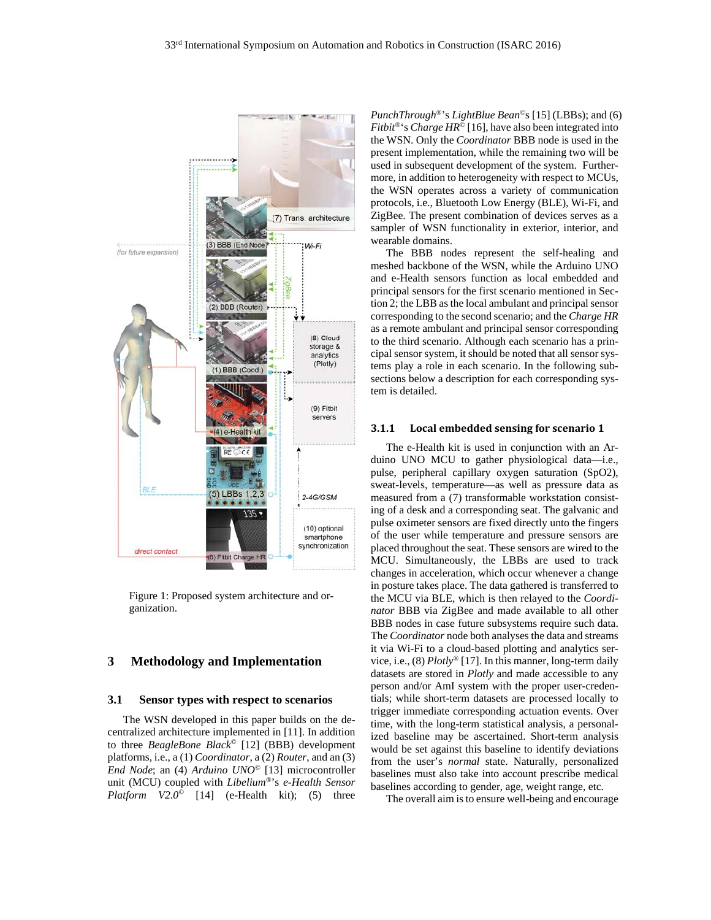Figure 1: Proposed system architecture and organization.

## 3 Methodology and Implementation

### 3.1 Sensor types with respect to scenarios

The WSN developed in this paper builds on the decentralized architecture implemented in [11]. In addition to three *BeagleBone Black*© [12] (BBB) development platforms, i.e., a (1) *Coordinator*, a (2) *Router*, and an (3) *End Node*; an (4) *Arduino UNO*© [13] microcontroller unit (MCU) coupled with *Libelium*®'s *e-Health Sensor Platform V2.0*© [14] (e-Health kit); (5) three *PunchThrough*®'s *LightBlue Bean*©s [15] (LBBs); and (6) *Fitbit*®'s *Charge HR*© [16], have also been integrated into the WSN. Only the *Coordinator* BBB node is used in the present implementation, while the remaining two will be used in subsequent development of the system. Furthermore, in addition to heterogeneity with respect to MCUs, the WSN operates across a variety of communication protocols, i.e., Bluetooth Low Energy (BLE), Wi-Fi, and ZigBee. The present combination of devices serves as a sampler of WSN functionality in exterior, interior, and wearable domains.

The BBB nodes represent the self-healing and meshed backbone of the WSN, while the Arduino UNO and e-Health sensors function as local embedded and principal sensors for the first scenario mentioned in Section 2; the LBB as the local ambulant and principal sensor corresponding to the second scenario; and the *Charge HR* as a remote ambulant and principal sensor corresponding to the third scenario. Although each scenario has a principal sensor system, it should be noted that all sensor systems play a role in each scenario. In the following subsections below a description for each corresponding system is detailed.

#### 3.1.1 Local embedded sensing for scenario 1

The e-Health kit is used in conjunction with an Arduino UNO MCU to gather physiological data—i.e., pulse, peripheral capillary oxygen saturation (SpO2), sweat-levels, temperature—as well as pressure data as measured from a (7) transformable workstation consisting of a desk and a corresponding seat. The galvanic and pulse oximeter sensors are fixed directly unto the fingers of the user while temperature and pressure sensors are placed throughout the seat. These sensors are wired to the MCU. Simultaneously, the LBBs are used to track changes in acceleration, which occur whenever a change in posture takes place. The data gathered is transferred to the MCU via BLE, which is then relayed to the *Coordinator* BBB via ZigBee and made available to all other BBB nodes in case future subsystems require such data. The *Coordinator* node both analyses the data and streams it via Wi-Fi to a cloud-based plotting and analytics service, i.e., (8) *Plotly*® [17]. In this manner, long-term daily datasets are stored in *Plotly* and made accessible to any person and/or AmI system with the proper user-credentials; while short-term datasets are processed locally to trigger immediate corresponding actuation events. Over time, with the long-term statistical analysis, a personalized baseline may be ascertained. Short-term analysis would be set against this baseline to identify deviations from the user's *normal* state. Naturally, personalized baselines must also take into account prescribe medical baselines according to gender, age, weight range, etc.

The overall aim is to ensure well-being and encourage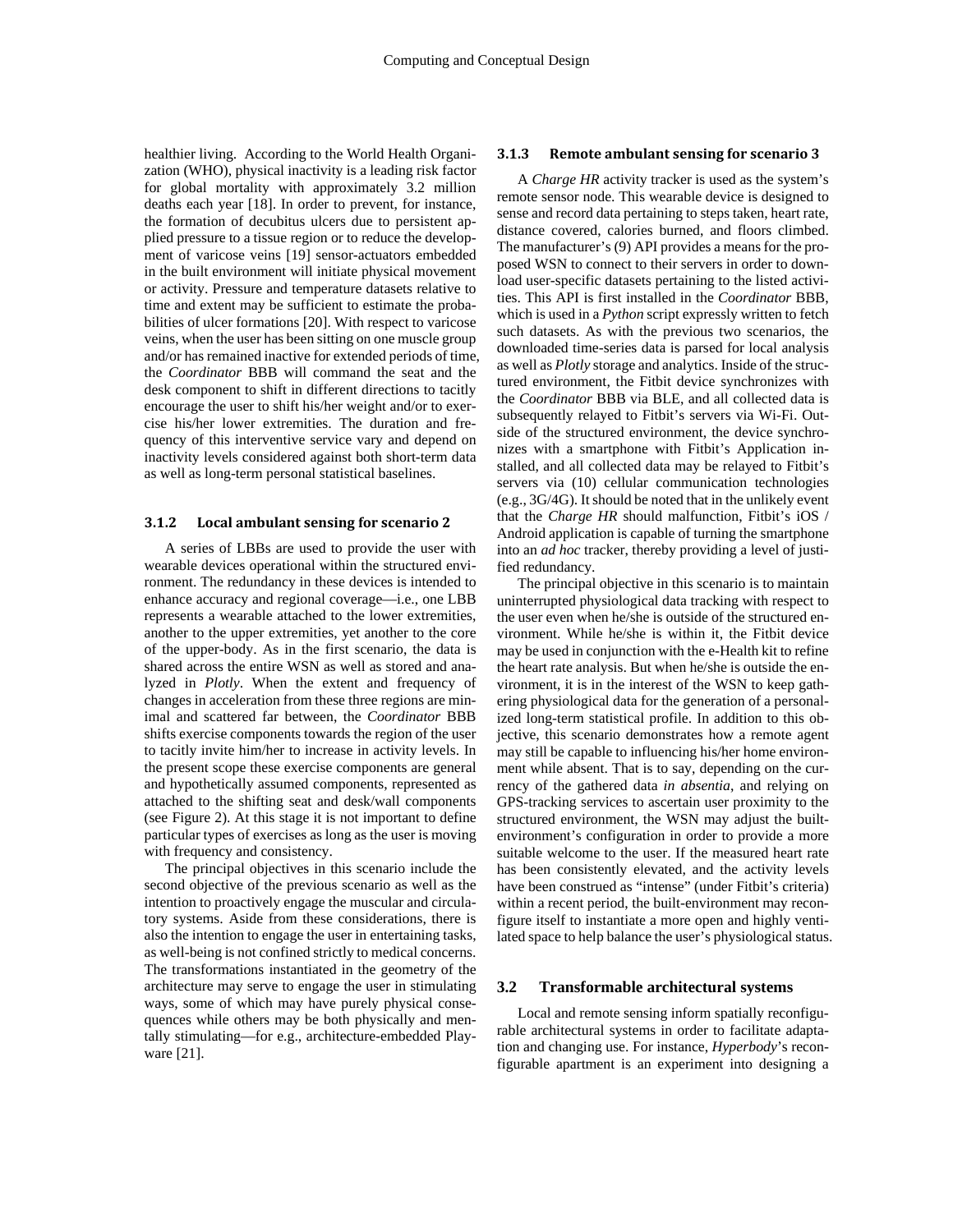healthier living. According to the World Health Organization (WHO), physical inactivity is a leading risk factor for global mortality with approximately 3.2 million deaths each year [18]. In order to prevent, for instance, the formation of decubitus ulcers due to persistent applied pressure to a tissue region or to reduce the development of varicose veins [19] sensor-actuators embedded in the built environment will initiate physical movement or activity. Pressure and temperature datasets relative to time and extent may be sufficient to estimate the probabilities of ulcer formations [20]. With respect to varicose veins, when the user has been sitting on one muscle group and/or has remained inactive for extended periods of time, the *Coordinator* BBB will command the seat and the desk component to shift in different directions to tacitly encourage the user to shift his/her weight and/or to exercise his/her lower extremities. The duration and frequency of this interventive service vary and depend on inactivity levels considered against both short-term data as well as long-term personal statistical baselines.

#### 3.1.2 Local ambulant sensing for scenario 2

A series of LBBs are used to provide the user with wearable devices operational within the structured environment. The redundancy in these devices is intended to enhance accuracy and regional coverage—i.e., one LBB represents a wearable attached to the lower extremities, another to the upper extremities, yet another to the core of the upper-body. As in the first scenario, the data is shared across the entire WSN as well as stored and analyzed in *Plotly*. When the extent and frequency of changes in acceleration from these three regions are minimal and scattered far between, the *Coordinator* BBB shifts exercise components towards the region of the user to tacitly invite him/her to increase in activity levels. In the present scope these exercise components are general and hypothetically assumed components, represented as attached to the shifting seat and desk/wall components (see Figure 2). At this stage it is not important to define particular types of exercises as long as the user is moving with frequency and consistency.

The principal objectives in this scenario include the second objective of the previous scenario as well as the intention to proactively engage the muscular and circulatory systems. Aside from these considerations, there is also the intention to engage the user in entertaining tasks, as well-being is not confined strictly to medical concerns. The transformations instantiated in the geometry of the architecture may serve to engage the user in stimulating ways, some of which may have purely physical consequences while others may be both physically and mentally stimulating—for e.g., architecture-embedded Playware [21].

#### 3.1.3 Remote ambulant sensing for scenario 3

A *Charge HR* activity tracker is used as the system's remote sensor node. This wearable device is designed to sense and record data pertaining to steps taken, heart rate, distance covered, calories burned, and floors climbed. The manufacturer's (9) API provides a means for the proposed WSN to connect to their servers in order to download user-specific datasets pertaining to the listed activities. This API is first installed in the *Coordinator* BBB, which is used in a *Python* script expressly written to fetch such datasets. As with the previous two scenarios, the downloaded time-series data is parsed for local analysis as well as *Plotly* storage and analytics. Inside of the structured environment, the Fitbit device synchronizes with the *Coordinator* BBB via BLE, and all collected data is subsequently relayed to Fitbit's servers via Wi-Fi. Outside of the structured environment, the device synchronizes with a smartphone with Fitbit's Application installed, and all collected data may be relayed to Fitbit's servers via (10) cellular communication technologies (e.g., 3G/4G). It should be noted that in the unlikely event that the *Charge HR* should malfunction, Fitbit's iOS / Android application is capable of turning the smartphone into an *ad hoc* tracker, thereby providing a level of justified redundancy.

The principal objective in this scenario is to maintain uninterrupted physiological data tracking with respect to the user even when he/she is outside of the structured environment. While he/she is within it, the Fitbit device may be used in conjunction with the e-Health kit to refine the heart rate analysis. But when he/she is outside the environment, it is in the interest of the WSN to keep gathering physiological data for the generation of a personalized long-term statistical profile. In addition to this objective, this scenario demonstrates how a remote agent may still be capable to influencing his/her home environment while absent. That is to say, depending on the currency of the gathered data *in absentia*, and relying on GPS-tracking services to ascertain user proximity to the structured environment, the WSN may adjust the built-environment's configuration in order to provide a more suitable welcome to the user. If the measured heart rate has been consistently elevated, and the activity levels have been construed as "intense" (under Fitbit's criteria) within a recent period, the built-environment may reconfigure itself to instantiate a more open and highly ventilated space to help balance the user's physiological status.

### 3.2 Transformable architectural systems

Local and remote sensing inform spatially reconfigurable architectural systems in order to facilitate adaptation and changing use. For instance, *Hyperbody*'s reconfigurable apartment is an experiment into designing a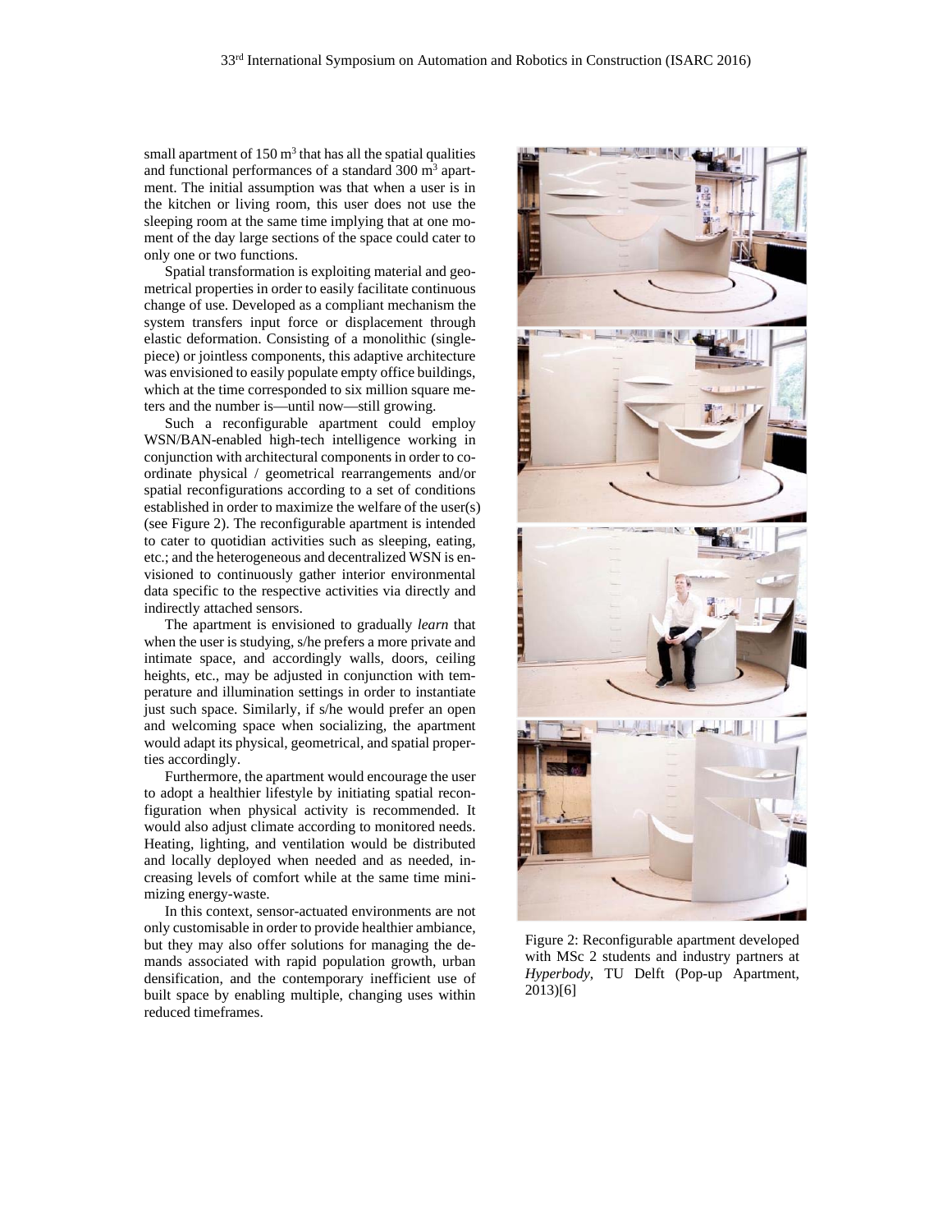small apartment of 150 $m^3$ that has all the spatial qualities and functional performances of a standard 300 $m^3$ apartment. The initial assumption was that when a user is in the kitchen or living room, this user does not use the sleeping room at the same time implying that at one moment of the day large sections of the space could cater to only one or two functions.

Spatial transformation is exploiting material and geometrical properties in order to easily facilitate continuous change of use. Developed as a compliant mechanism the system transfers input force or displacement through elastic deformation. Consisting of a monolithic (single-piece) or jointless components, this adaptive architecture was envisioned to easily populate empty office buildings, which at the time corresponded to six million square meters and the number is—until now—still growing.

Such a reconfigurable apartment could employ WSN/BAN-enabled high-tech intelligence working in conjunction with architectural components in order to coordinate physical / geometrical rearrangements and/or spatial reconfigurations according to a set of conditions established in order to maximize the welfare of the user(s) (see Figure 2). The reconfigurable apartment is intended to cater to quotidian activities such as sleeping, eating, etc.; and the heterogeneous and decentralized WSN is envisioned to continuously gather interior environmental data specific to the respective activities via directly and indirectly attached sensors.

The apartment is envisioned to gradually *learn* that when the user is studying, s/he prefers a more private and intimate space, and accordingly walls, doors, ceiling heights, etc., may be adjusted in conjunction with temperature and illumination settings in order to instantiate just such space. Similarly, if s/he would prefer an open and welcoming space when socializing, the apartment would adapt its physical, geometrical, and spatial properties accordingly.

Furthermore, the apartment would encourage the user to adopt a healthier lifestyle by initiating spatial reconfiguration when physical activity is recommended. It would also adjust climate according to monitored needs. Heating, lighting, and ventilation would be distributed and locally deployed when needed and as needed, increasing levels of comfort while at the same time minimizing energy-waste.

In this context, sensor-actuated environments are not only customisable in order to provide healthier ambiance, but they may also offer solutions for managing the demands associated with rapid population growth, urban densification, and the contemporary inefficient use of built space by enabling multiple, changing uses within reduced timeframes.

Figure 2: Reconfigurable apartment developed with MSc 2 students and industry partners at *Hyperbody*, TU Delft (Pop-up Apartment, 2013)[6]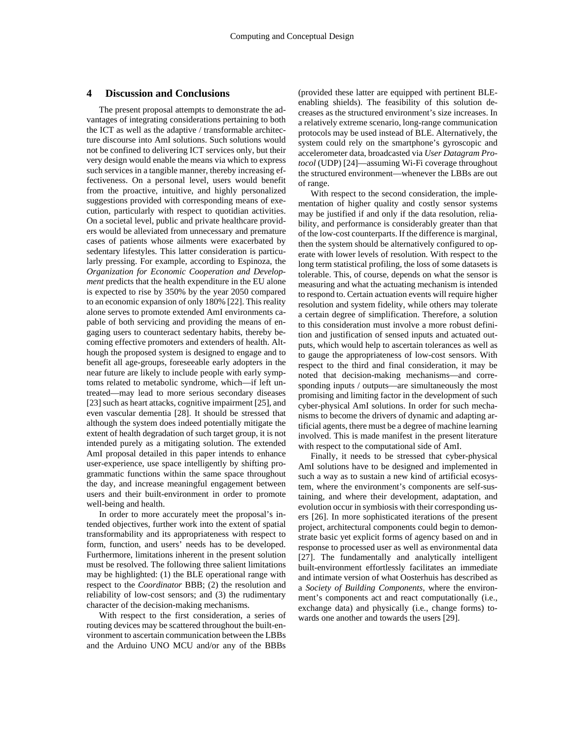## 4 Discussion and Conclusions

The present proposal attempts to demonstrate the advantages of integrating considerations pertaining to both the ICT as well as the adaptive / transformable architecture discourse into AmI solutions. Such solutions would not be confined to delivering ICT services only, but their very design would enable the means via which to express such services in a tangible manner, thereby increasing effectiveness. On a personal level, users would benefit from the proactive, intuitive, and highly personalized suggestions provided with corresponding means of execution, particularly with respect to quotidian activities. On a societal level, public and private healthcare providers would be alleviated from unnecessary and premature cases of patients whose ailments were exacerbated by sedentary lifestyles. This latter consideration is particularly pressing. For example, according to Espinoza, the *Organization for Economic Cooperation and Development* predicts that the health expenditure in the EU alone is expected to rise by 350% by the year 2050 compared to an economic expansion of only 180% [22]. This reality alone serves to promote extended AmI environments capable of both servicing and providing the means of engaging users to counteract sedentary habits, thereby becoming effective promoters and extenders of health. Although the proposed system is designed to engage and to benefit all age-groups, foreseeable early adopters in the near future are likely to include people with early symptoms related to metabolic syndrome, which—if left untreated—may lead to more serious secondary diseases [23] such as heart attacks, cognitive impairment [25], and even vascular dementia [28]. It should be stressed that although the system does indeed potentially mitigate the extent of health degradation of such target group, it is not intended purely as a mitigating solution. The extended AmI proposal detailed in this paper intends to enhance user-experience, use space intelligently by shifting programmatic functions within the same space throughout the day, and increase meaningful engagement between users and their built-environment in order to promote well-being and health.

In order to more accurately meet the proposal's intended objectives, further work into the extent of spatial transformability and its appropriateness with respect to form, function, and users' needs has to be developed. Furthermore, limitations inherent in the present solution must be resolved. The following three salient limitations may be highlighted: (1) the BLE operational range with respect to the *Coordinator* BBB; (2) the resolution and reliability of low-cost sensors; and (3) the rudimentary character of the decision-making mechanisms.

With respect to the first consideration, a series of routing devices may be scattered throughout the built-environment to ascertain communication between the LBBs and the Arduino UNO MCU and/or any of the BBBs (provided these latter are equipped with pertinent BLE-enabling shields). The feasibility of this solution decreases as the structured environment's size increases. In a relatively extreme scenario, long-range communication protocols may be used instead of BLE. Alternatively, the system could rely on the smartphone's gyroscopic and accelerometer data, broadcasted via *User Datagram Protocol* (UDP) [24]—assuming Wi-Fi coverage throughout the structured environment—whenever the LBBs are out of range.

With respect to the second consideration, the implementation of higher quality and costly sensor systems may be justified if and only if the data resolution, reliability, and performance is considerably greater than that of the low-cost counterparts. If the difference is marginal, then the system should be alternatively configured to operate with lower levels of resolution. With respect to the long term statistical profiling, the loss of some datasets is tolerable. This, of course, depends on what the sensor is measuring and what the actuating mechanism is intended to respond to. Certain actuation events will require higher resolution and system fidelity, while others may tolerate a certain degree of simplification. Therefore, a solution to this consideration must involve a more robust definition and justification of sensed inputs and actuated outputs, which would help to ascertain tolerances as well as to gauge the appropriateness of low-cost sensors. With respect to the third and final consideration, it may be noted that decision-making mechanisms—and corresponding inputs / outputs—are simultaneously the most promising and limiting factor in the development of such cyber-physical AmI solutions. In order for such mechanisms to become the drivers of dynamic and adapting artificial agents, there must be a degree of machine learning involved. This is made manifest in the present literature with respect to the computational side of AmI.

Finally, it needs to be stressed that cyber-physical AmI solutions have to be designed and implemented in such a way as to sustain a new kind of artificial ecosystem, where the environment's components are self-sustaining, and where their development, adaptation, and evolution occur in symbiosis with their corresponding users [26]. In more sophisticated iterations of the present project, architectural components could begin to demonstrate basic yet explicit forms of agency based on and in response to processed user as well as environmental data [27]. The fundamentally and analytically intelligent built-environment effortlessly facilitates an immediate and intimate version of what Oosterhuis has described as a *Society of Building Components*, where the environment's components act and react computationally (i.e., exchange data) and physically (i.e., change forms) towards one another and towards the users [29].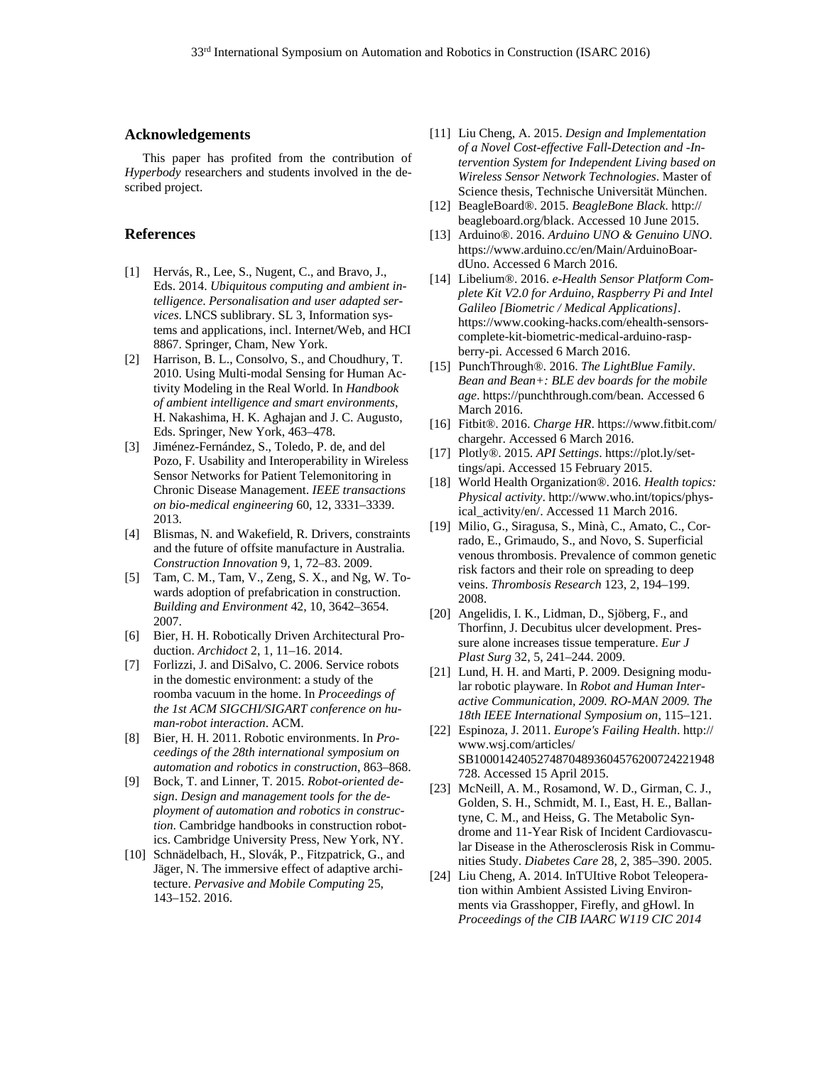## Acknowledgements

This paper has profited from the contribution of *Hyperbody* researchers and students involved in the described project.

## References

[1] Hervás, R., Lee, S., Nugent, C., and Bravo, J., Eds. 2014. *Ubiquitous computing and ambient intelligence. Personalisation and user adapted services*. LNCS sublibrary. SL 3, Information systems and applications, incl. Internet/Web, and HCI 8867. Springer, Cham, New York.

[2] Harrison, B. L., Consolvo, S., and Choudhury, T. 2010. Using Multi-modal Sensing for Human Activity Modeling in the Real World. In *Handbook of ambient intelligence and smart environments*, H. Nakashima, H. K. Aghajan and J. C. Augusto, Eds. Springer, New York, 463–478.

[3] Jiménez-Fernández, S., Toledo, P. de, and del Pozo, F. Usability and Interoperability in Wireless Sensor Networks for Patient Telemonitoring in Chronic Disease Management. *IEEE transactions on bio-medical engineering* 60, 12, 3331–3339. 2013.

[4] Blismas, N. and Wakefield, R. Drivers, constraints and the future of offsite manufacture in Australia. *Construction Innovation* 9, 1, 72–83. 2009.

[5] Tam, C. M., Tam, V., Zeng, S. X., and Ng, W. Towards adoption of prefabrication in construction. *Building and Environment* 42, 10, 3642–3654. 2007.

[6] Bier, H. H. Robotically Driven Architectural Production. *Archidoct* 2, 1, 11–16. 2014.

[7] Forlizzi, J. and DiSalvo, C. 2006. Service robots in the domestic environment: a study of the roomba vacuum in the home. In *Proceedings of the 1st ACM SIGCHI/SIGART conference on human-robot interaction*. ACM.

[8] Bier, H. H. 2011. Robotic environments. In *Proceedings of the 28th international symposium on automation and robotics in construction*, 863–868.

[9] Bock, T. and Linner, T. 2015. *Robot-oriented design. Design and management tools for the deployment of automation and robotics in construction*. Cambridge handbooks in construction robotics. Cambridge University Press, New York, NY.

[10] Schnädelbach, H., Slovák, P., Fitzpatrick, G., and Jäger, N. The immersive effect of adaptive architecture. *Pervasive and Mobile Computing* 25, 143–152. 2016.

[11] Liu Cheng, A. 2015. *Design and Implementation of a Novel Cost-effective Fall-Detection and -Intervention System for Independent Living based on Wireless Sensor Network Technologies*. Master of Science thesis, Technische Universität München.

[12] BeagleBoard®. 2015. *BeagleBone Black*. http://beagleboard.org/black. Accessed 10 June 2015.

[13] Arduino®. 2016. *Arduino UNO & Genuino UNO*. https://www.arduino.cc/en/Main/ArduinoBoardUno. Accessed 6 March 2016.

[14] Libelium®. 2016. *e-Health Sensor Platform Complete Kit V2.0 for Arduino, Raspberry Pi and Intel Galileo [Biometric / Medical Applications]*. https://www.cooking-hacks.com/ehealth-sensors-complete-kit-biometric-medical-arduino-raspberry-pi. Accessed 6 March 2016.

[15] PunchThrough®. 2016. *The LightBlue Family. Bean and Bean+: BLE dev boards for the mobile age*. https://punchthrough.com/bean. Accessed 6 March 2016.

[16] Fitbit®. 2016. *Charge HR*. https://www.fitbit.com/chargehr. Accessed 6 March 2016.

[17] Plotly®. 2015. *API Settings*. https://plot.ly/settings/api. Accessed 15 February 2015.

[18] World Health Organization®. 2016. *Health topics: Physical activity*. http://www.who.int/topics/physical_activity/en/. Accessed 11 March 2016.

[19] Milio, G., Siragusa, S., Minà, C., Amato, C., Corrado, E., Grimaudo, S., and Novo, S. Superficial venous thrombosis. Prevalence of common genetic risk factors and their role on spreading to deep veins. *Thrombosis Research* 123, 2, 194–199. 2008.

[20] Angelidis, I. K., Lidman, D., Sjöberg, F., and Thorfinn, J. Decubitus ulcer development. Pressure alone increases tissue temperature. *Eur J Plast Surg* 32, 5, 241–244. 2009.

[21] Lund, H. H. and Marti, P. 2009. Designing modular robotic playware. In *Robot and Human Interactive Communication, 2009. RO-MAN 2009. The 18th IEEE International Symposium on*, 115–121.

[22] Espinoza, J. 2011. *Europe's Failing Health*. http://www.wsj.com/articles/SB10001424052748704893604576200724221948728. Accessed 15 April 2015.

[23] McNeill, A. M., Rosamond, W. D., Girman, C. J., Golden, S. H., Schmidt, M. I., East, H. E., Ballantyne, C. M., and Heiss, G. The Metabolic Syndrome and 11-Year Risk of Incident Cardiovascular Disease in the Atherosclerosis Risk in Communities Study. *Diabetes Care* 28, 2, 385–390. 2005.

[24] Liu Cheng, A. 2014. InTUItive Robot Teleoperation within Ambient Assisted Living Environments via Grasshopper, Firefly, and gHowl. In *Proceedings of the CIB IAARC W119 CIC 2014*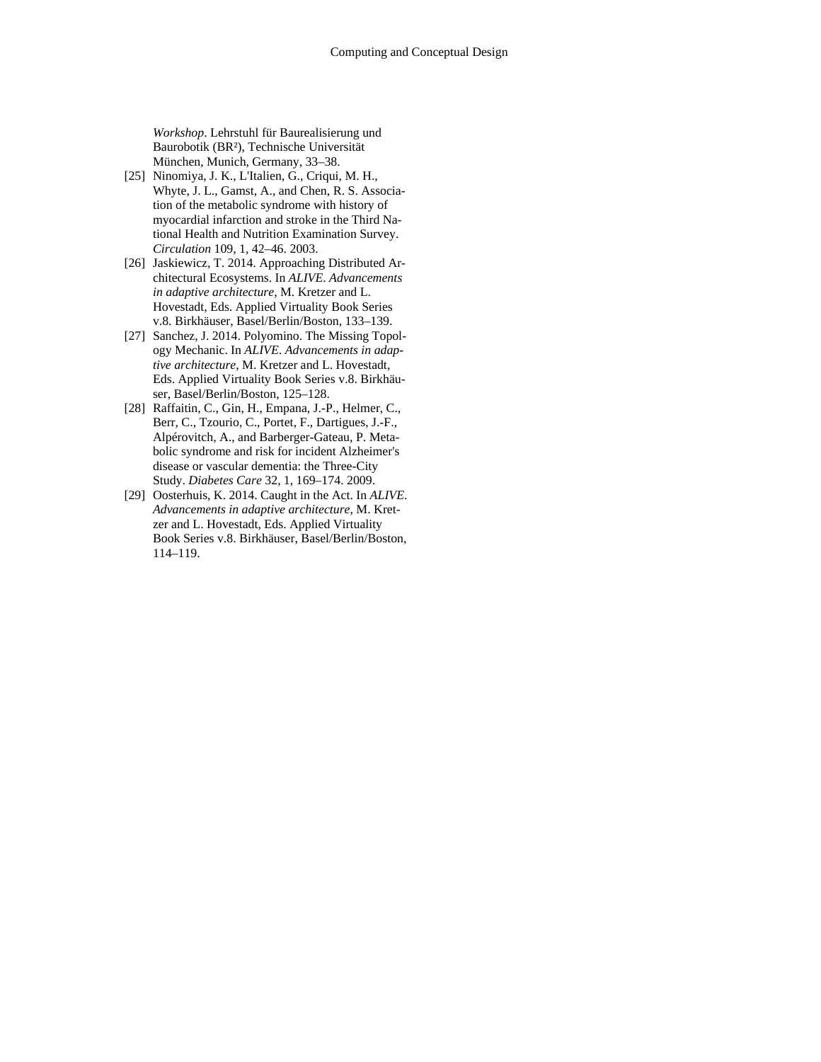*Workshop*. Lehrstuhl für Baurealisierung und Baurobotik (BR²), Technische Universität München, Munich, Germany, 33–38.

[25] Ninomiya, J. K., L'Italien, G., Criqui, M. H., Whyte, J. L., Gamst, A., and Chen, R. S. Association of the metabolic syndrome with history of myocardial infarction and stroke in the Third National Health and Nutrition Examination Survey. *Circulation* 109, 1, 42–46. 2003.

[26] Jaskiewicz, T. 2014. Approaching Distributed Architectural Ecosystems. In *ALIVE. Advancements in adaptive architecture*, M. Kretzer and L. Hovestadt, Eds. Applied Virtuality Book Series v.8. Birkhäuser, Basel/Berlin/Boston, 133–139.

[27] Sanchez, J. 2014. Polyomino. The Missing Topology Mechanic. In *ALIVE. Advancements in adaptive architecture*, M. Kretzer and L. Hovestadt, Eds. Applied Virtuality Book Series v.8. Birkhäuser, Basel/Berlin/Boston, 125–128.

[28] Raffaitin, C., Gin, H., Empana, J.-P., Helmer, C., Berr, C., Tzourio, C., Portet, F., Dartigues, J.-F., Alpérovitch, A., and Barberger-Gateau, P. Metabolic syndrome and risk for incident Alzheimer's disease or vascular dementia: the Three-City Study. *Diabetes Care* 32, 1, 169–174. 2009.

[29] Oosterhuis, K. 2014. Caught in the Act. In *ALIVE. Advancements in adaptive architecture*, M. Kretzer and L. Hovestadt, Eds. Applied Virtuality Book Series v.8. Birkhäuser, Basel/Berlin/Boston, 114–119.